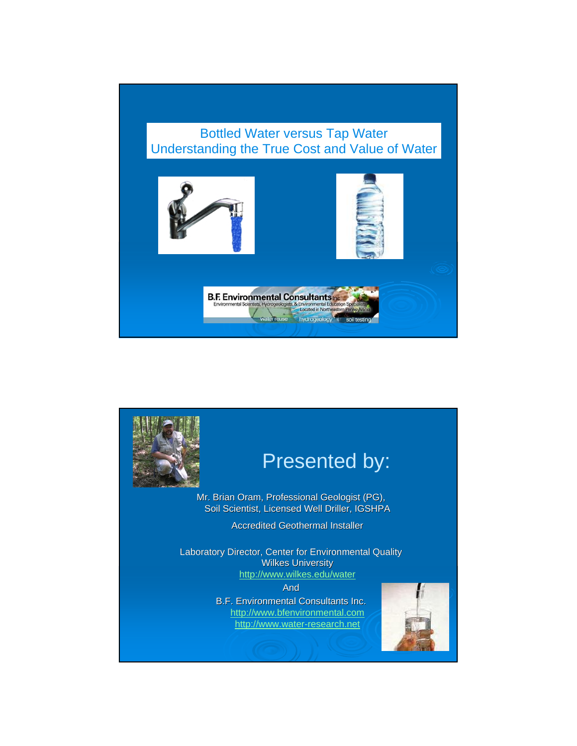# Bottled Water versus Tap Water
## Understanding the True Cost and Value of Water

B.F. Environmental Consultants Inc.
Environmental Scientists, Hydrogeologists, & Environmental Education Specialists
Located in Northeastern Pennsylvania
water reuse hydrogeology soil testing

---

# Presented by:

Mr. Brian Oram, Professional Geologist (PG), Soil Scientist, Licensed Well Driller, IGSHPA

Accredited Geothermal Installer

Laboratory Director, Center for Environmental Quality
Wilkes University
http://www.wilkes.edu/water

And

B.F. Environmental Consultants Inc.
http://www.bfenvironmental.com
http://www.water-research.net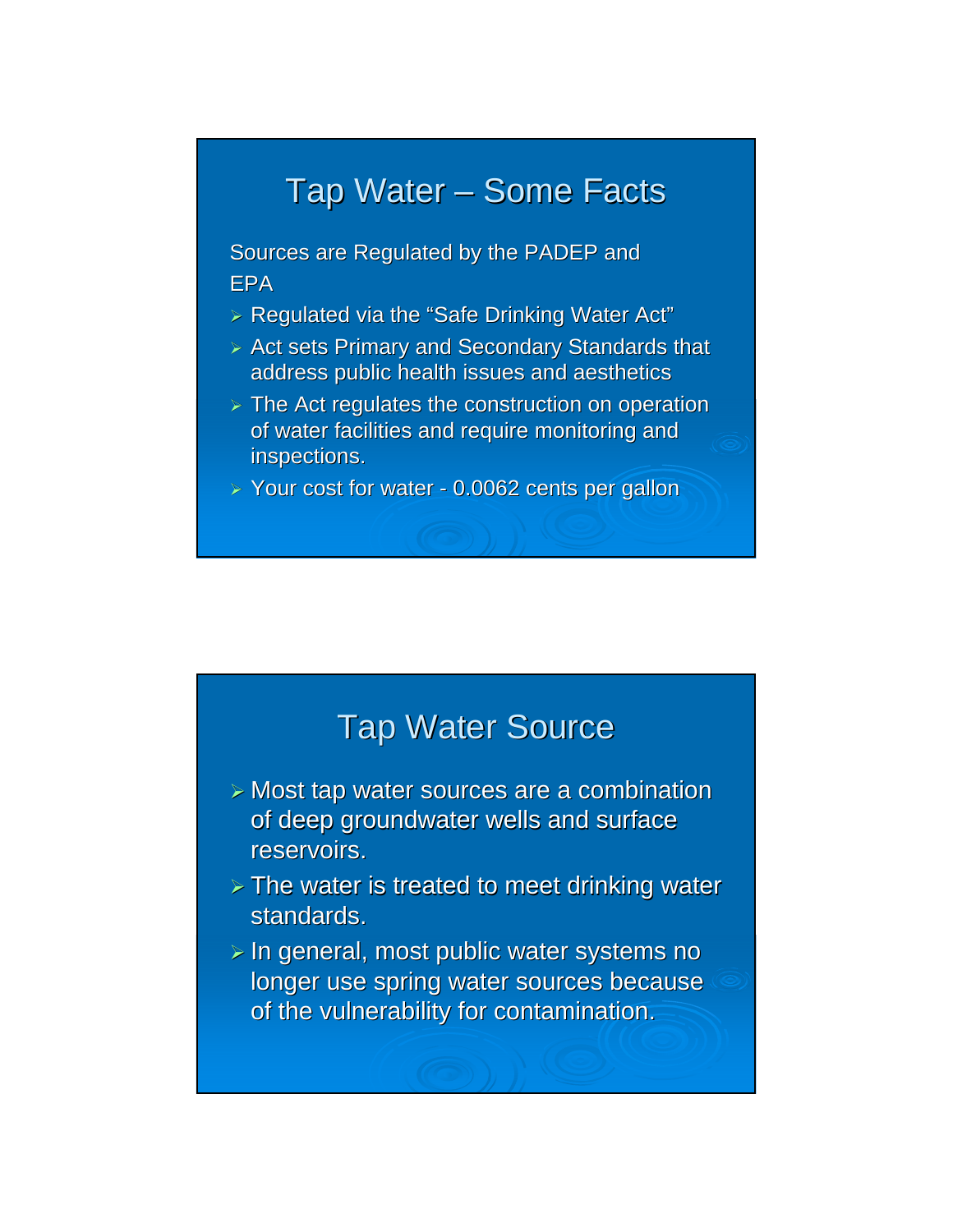## Tap Water – Some Facts

Sources are Regulated by the PADEP and EPA

- Regulated via the "Safe Drinking Water Act"
- Act sets Primary and Secondary Standards that address public health issues and aesthetics
- The Act regulates the construction on operation of water facilities and require monitoring and inspections.
- Your cost for water - 0.0062 cents per gallon

## Tap Water Source

- Most tap water sources are a combination of deep groundwater wells and surface reservoirs.
- The water is treated to meet drinking water standards.
- In general, most public water systems no longer use spring water sources because of the vulnerability for contamination.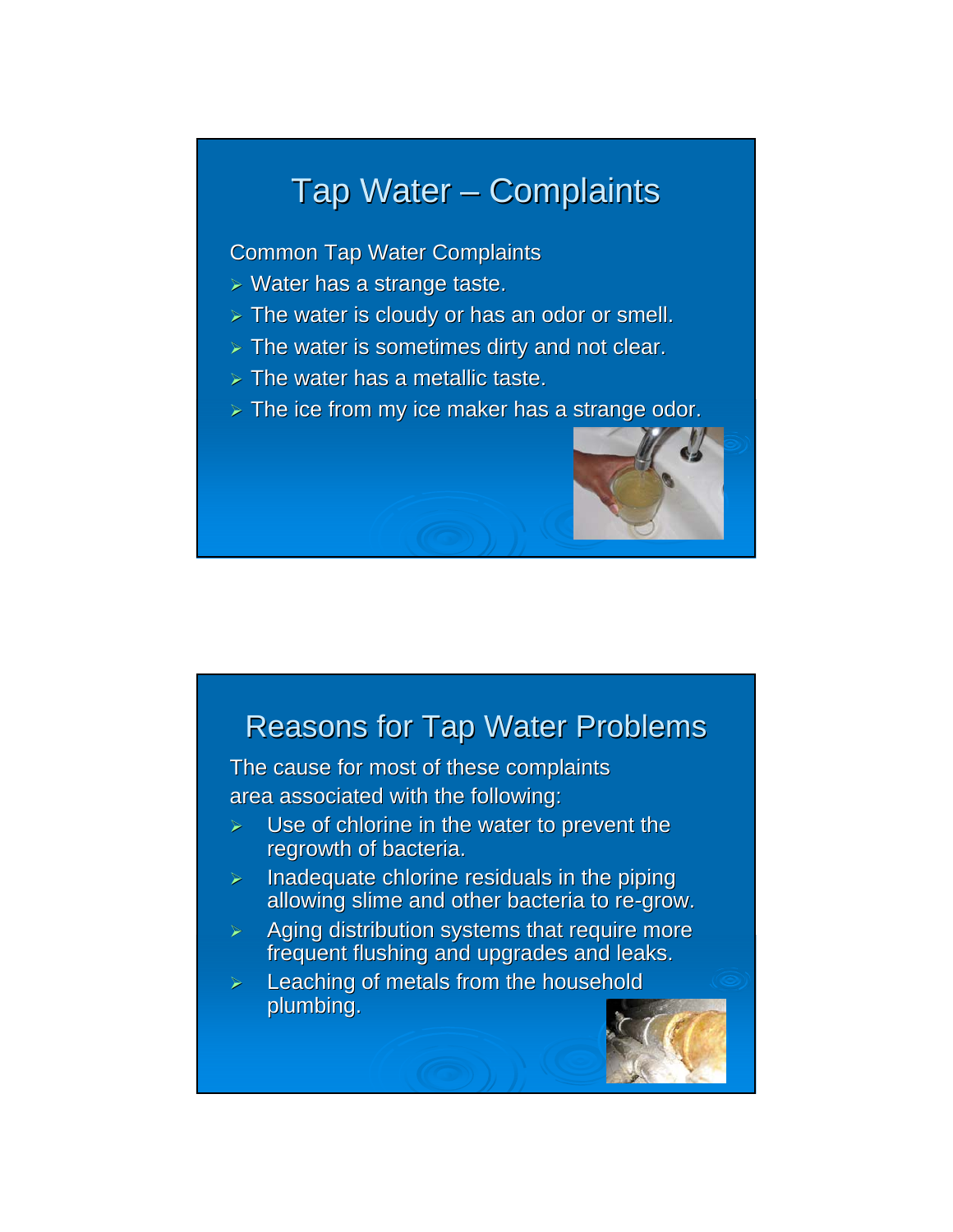# Tap Water – Complaints

Common Tap Water Complaints

- Water has a strange taste.
- The water is cloudy or has an odor or smell.
- The water is sometimes dirty and not clear.
- The water has a metallic taste.
- The ice from my ice maker has a strange odor.

# Reasons for Tap Water Problems

The cause for most of these complaints area associated with the following:

- Use of chlorine in the water to prevent the regrowth of bacteria.
- Inadequate chlorine residuals in the piping allowing slime and other bacteria to re-grow.
- Aging distribution systems that require more frequent flushing and upgrades and leaks.
- Leaching of metals from the household plumbing.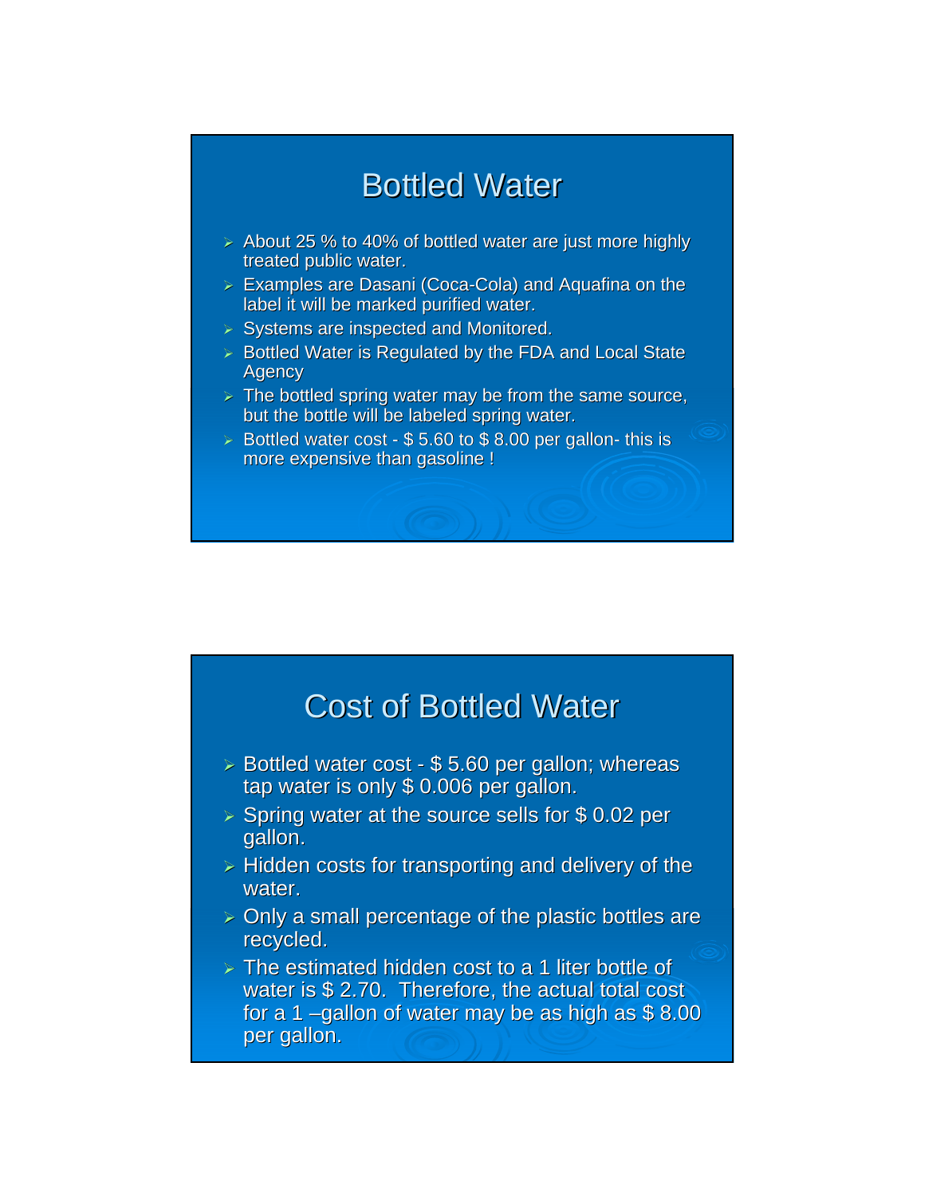## Bottled Water

- About 25 % to 40% of bottled water are just more highly treated public water.
- Examples are Dasani (Coca-Cola) and Aquafina on the label it will be marked purified water.
- Systems are inspected and Monitored.
- Bottled Water is Regulated by the FDA and Local State Agency
- The bottled spring water may be from the same source, but the bottle will be labeled spring water.
- Bottled water cost - $ 5.60 to $ 8.00 per gallon- this is more expensive than gasoline !

## Cost of Bottled Water

- Bottled water cost - $ 5.60 per gallon; whereas tap water is only $ 0.006 per gallon.
- Spring water at the source sells for $ 0.02 per gallon.
- Hidden costs for transporting and delivery of the water.
- Only a small percentage of the plastic bottles are recycled.
- The estimated hidden cost to a 1 liter bottle of water is $ 2.70.  Therefore, the actual total cost for a 1 –gallon of water may be as high as $ 8.00 per gallon.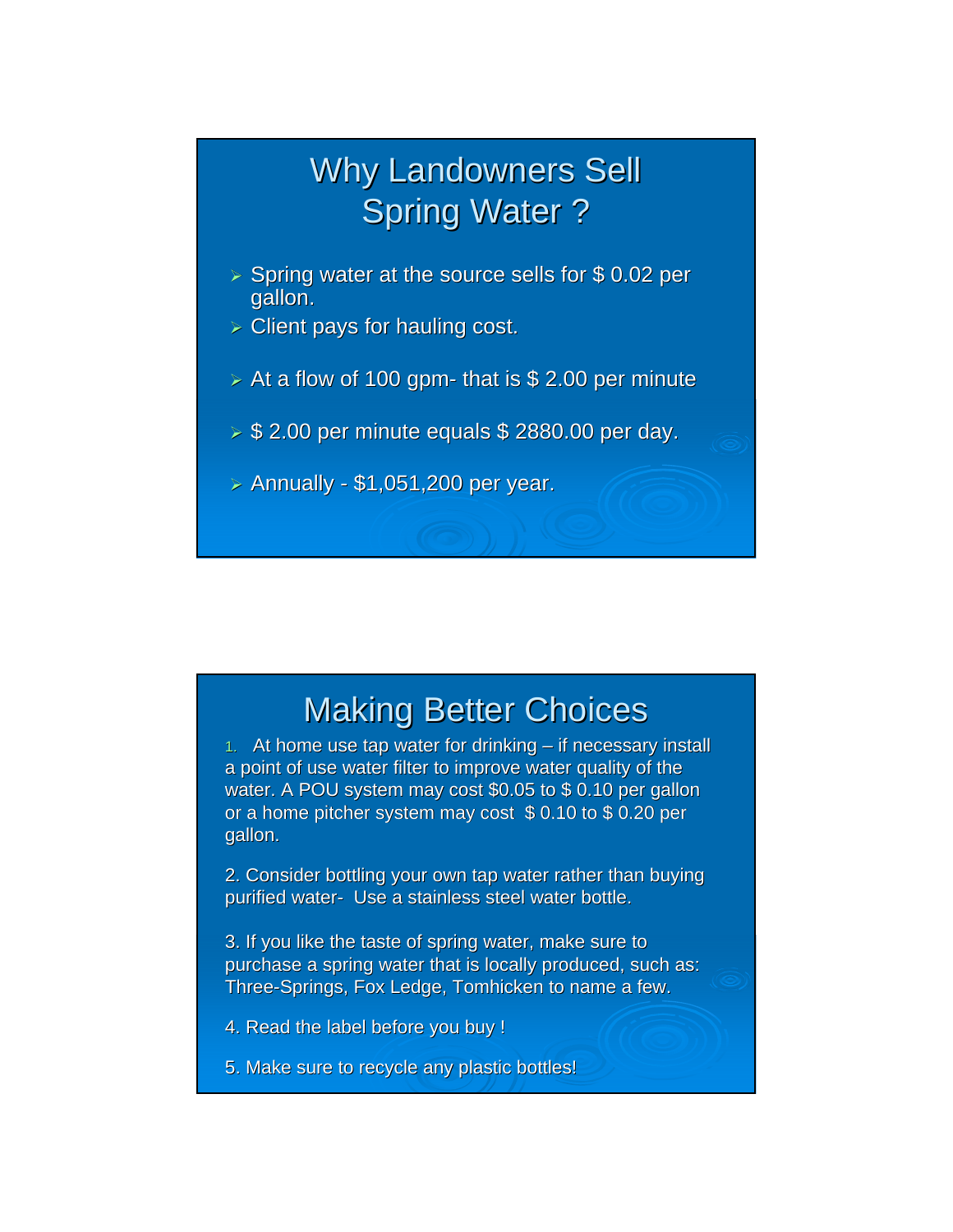# Why Landowners Sell Spring Water ?

- Spring water at the source sells for $ 0.02 per gallon.
- Client pays for hauling cost.
- At a flow of 100 gpm- that is $ 2.00 per minute
- $ 2.00 per minute equals $ 2880.00 per day.
- Annually - $1,051,200 per year.

# Making Better Choices

1. At home use tap water for drinking – if necessary install a point of use water filter to improve water quality of the water. A POU system may cost $0.05 to $ 0.10 per gallon or a home pitcher system may cost $ 0.10 to $ 0.20 per gallon.

2. Consider bottling your own tap water rather than buying purified water- Use a stainless steel water bottle.

3. If you like the taste of spring water, make sure to purchase a spring water that is locally produced, such as: Three-Springs, Fox Ledge, Tomhicken to name a few.

4. Read the label before you buy !

5. Make sure to recycle any plastic bottles!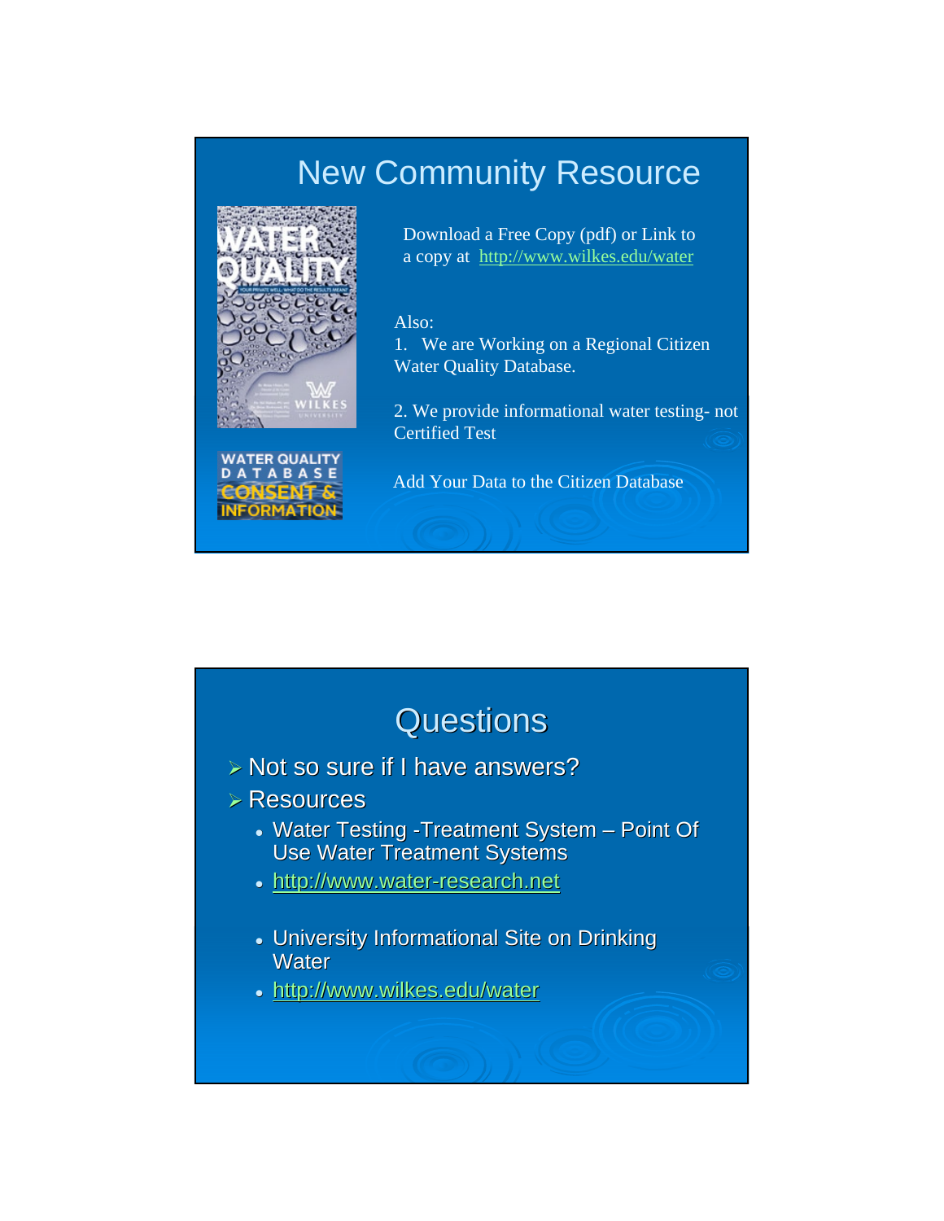## New Community Resource

Download a Free Copy (pdf) or Link to a copy at http://www.wilkes.edu/water

Also:

1. We are Working on a Regional Citizen Water Quality Database.

2. We provide informational water testing- not Certified Test

Add Your Data to the Citizen Database

WATER QUALITY DATABASE CONSENT & INFORMATION

## Questions

- Not so sure if I have answers?
- Resources
  - Water Testing -Treatment System – Point Of Use Water Treatment Systems
  - http://www.water-research.net
  - University Informational Site on Drinking Water
  - http://www.wilkes.edu/water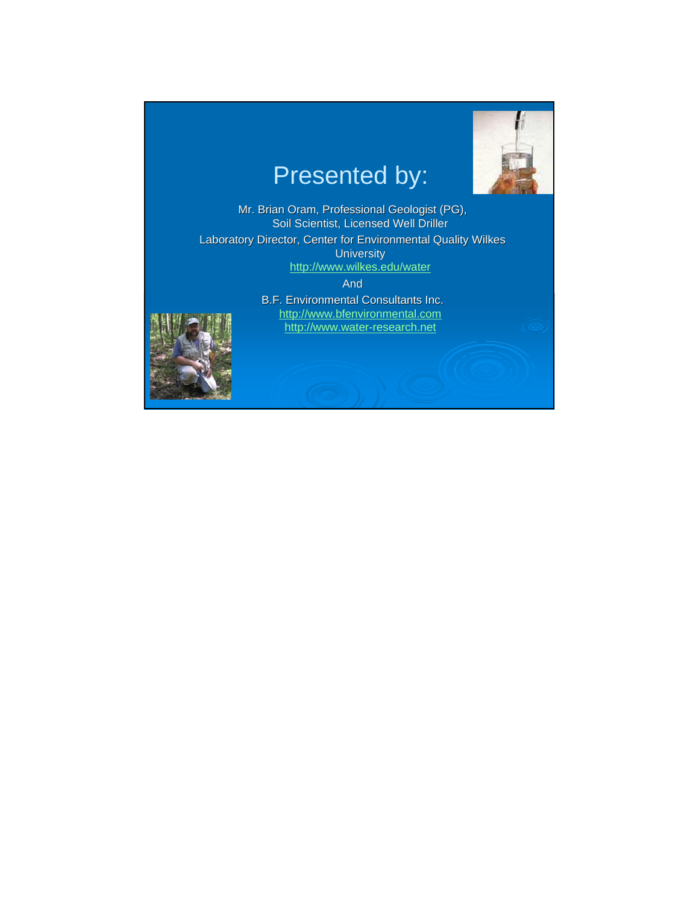# Presented by:

Mr. Brian Oram, Professional Geologist (PG), Soil Scientist, Licensed Well Driller

Laboratory Director, Center for Environmental Quality Wilkes University

http://www.wilkes.edu/water

And

B.F. Environmental Consultants Inc.

http://www.bfenvironmental.com

http://www.water-research.net